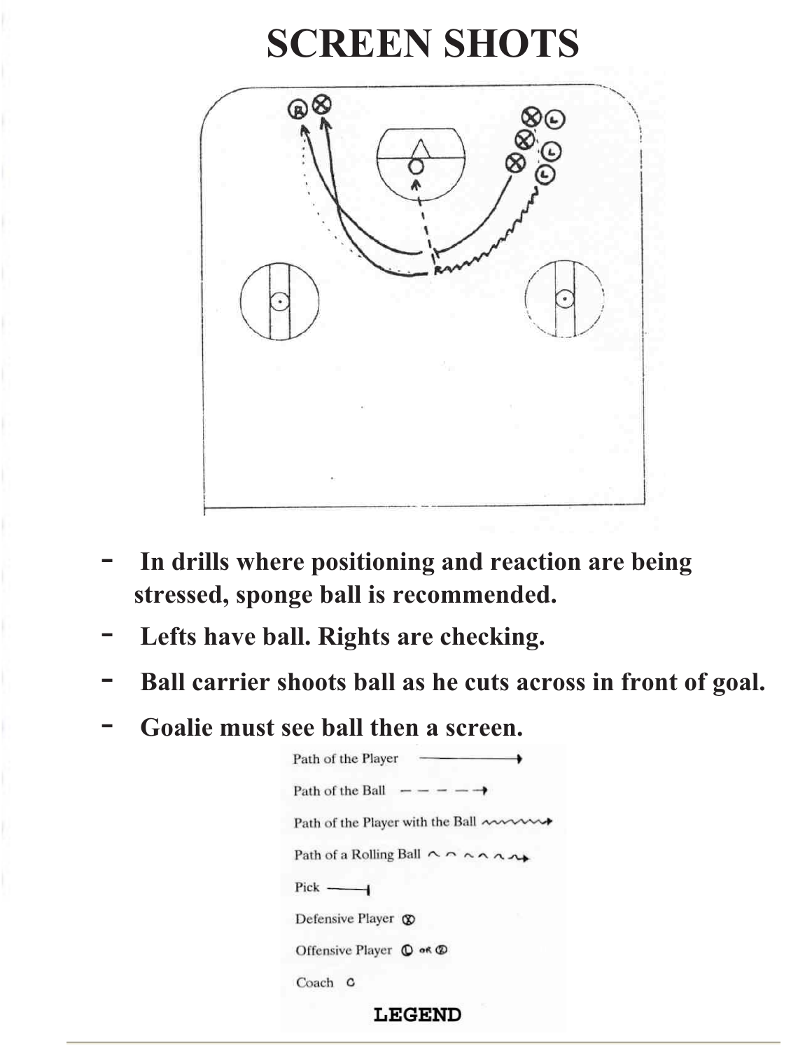# SCREEN SHOTS

- In drills where positioning and reaction are being stressed, sponge ball is recommended.
- Lefts have ball. Rights are checking.
- Ball carrier shoots ball as he cuts across in front of goal.
- Goalie must see ball then a screen.

**LEGEND**

- Path of the Player
- Path of the Ball
- Path of the Player with the Ball
- Path of a Rolling Ball
- Pick
- Defensive Player
- Offensive Player
- Coach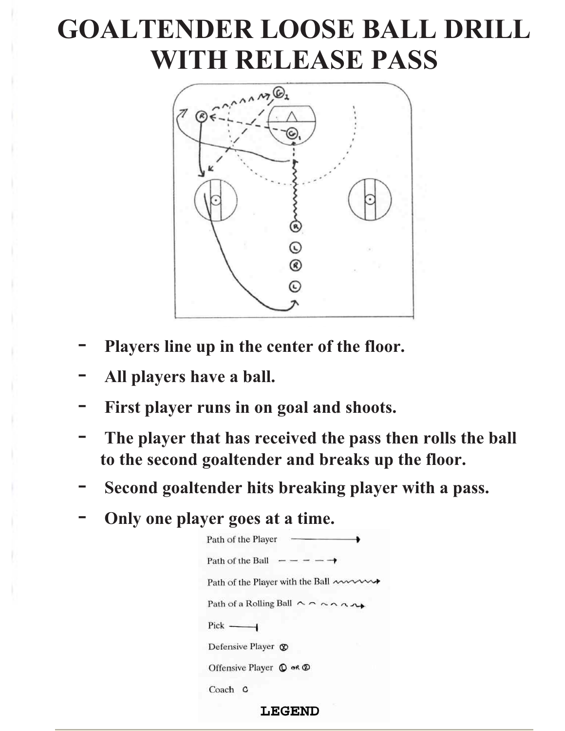# GOALTENDER LOOSE BALL DRILL WITH RELEASE PASS

- Players line up in the center of the floor.
- All players have a ball.
- First player runs in on goal and shoots.
- The player that has received the pass then rolls the ball to the second goaltender and breaks up the floor.
- Second goaltender hits breaking player with a pass.
- Only one player goes at a time.

Path of the Player

Path of the Ball

Path of the Player with the Ball

Path of a Rolling Ball

Pick

Defensive Player

Offensive Player

Coach

**LEGEND**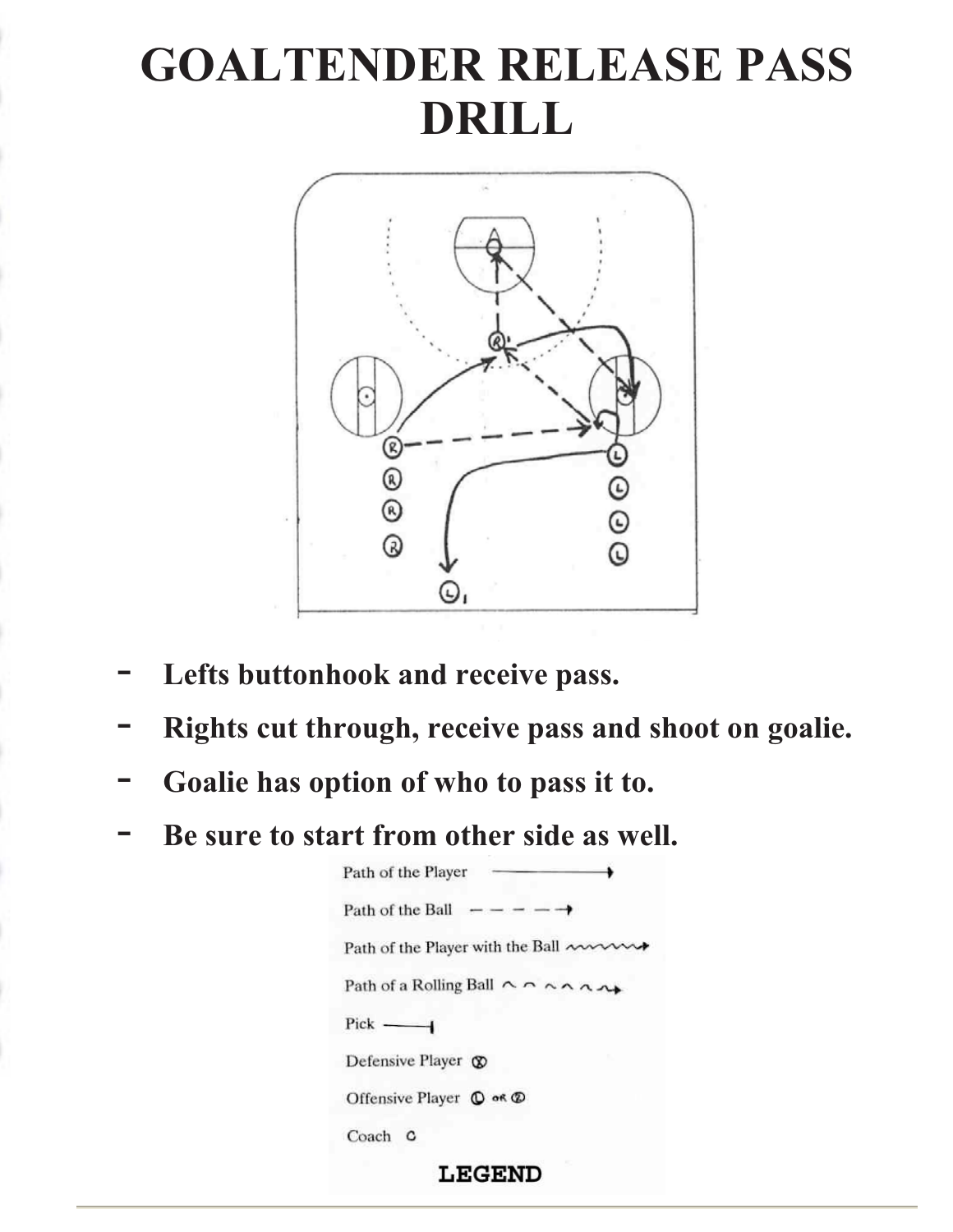# GOALTENDER RELEASE PASS DRILL

- **Lefts buttonhook and receive pass.**
- **Rights cut through, receive pass and shoot on goalie.**
- **Goalie has option of who to pass it to.**
- **Be sure to start from other side as well.**

**LEGEND**

- Path of the Player ——→
- Path of the Ball – – – –→
- Path of the Player with the Ball ~~~~→
- Path of a Rolling Ball ^ ^ ^ ^ ^→
- Pick ——|
- Defensive Player ⊗
- Offensive Player Ⓛ or Ⓡ
- Coach C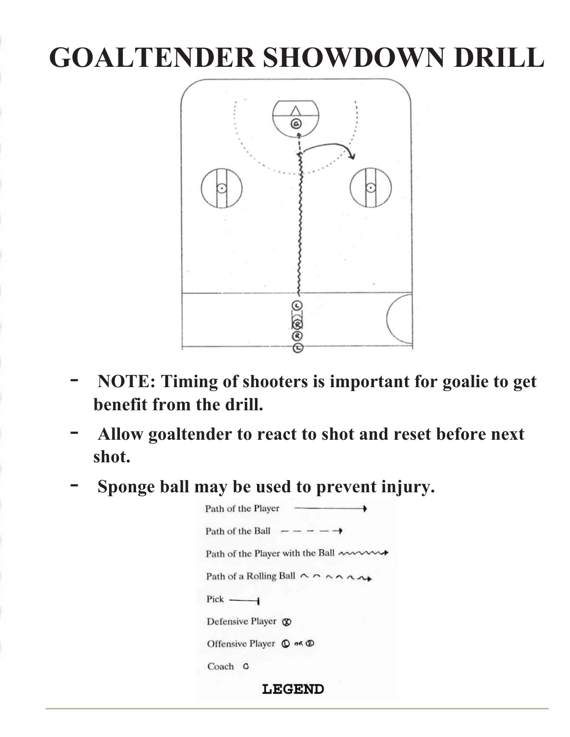# GOALTENDER SHOWDOWN DRILL

- **NOTE: Timing of shooters is important for goalie to get benefit from the drill.**
- **Allow goaltender to react to shot and reset before next shot.**
- **Sponge ball may be used to prevent injury.**

Path of the Player

Path of the Ball

Path of the Player with the Ball

Path of a Rolling Ball

Pick

Defensive Player

Offensive Player

Coach

**LEGEND**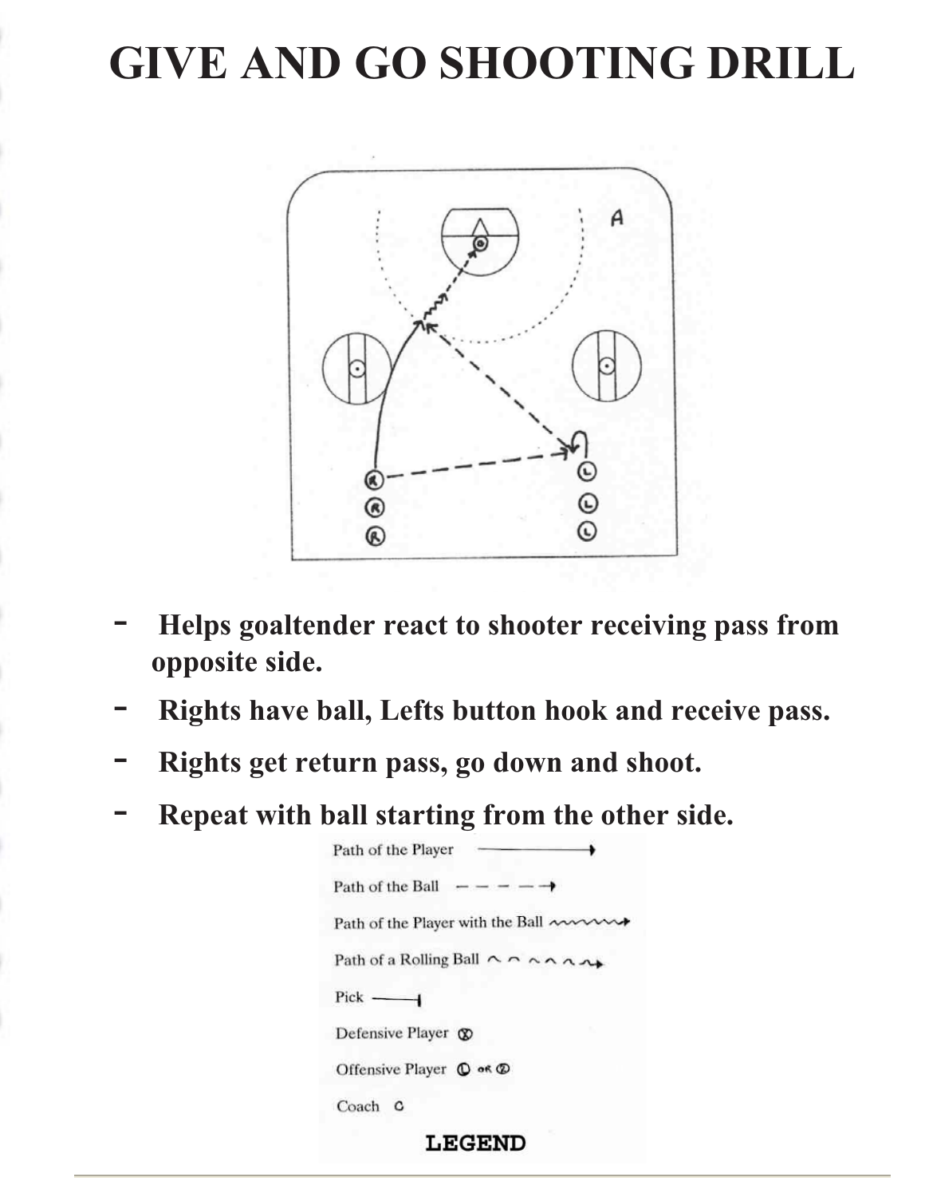# GIVE AND GO SHOOTING DRILL

- **Helps goaltender react to shooter receiving pass from opposite side.**
- **Rights have ball, Lefts button hook and receive pass.**
- **Rights get return pass, go down and shoot.**
- **Repeat with ball starting from the other side.**

Path of the Player ——→

Path of the Ball – – – –→

Path of the Player with the Ball ~~~~→

Path of a Rolling Ball ^^^^^→

Pick ——|

Defensive Player ⊗

Offensive Player ① or ②

Coach C

**LEGEND**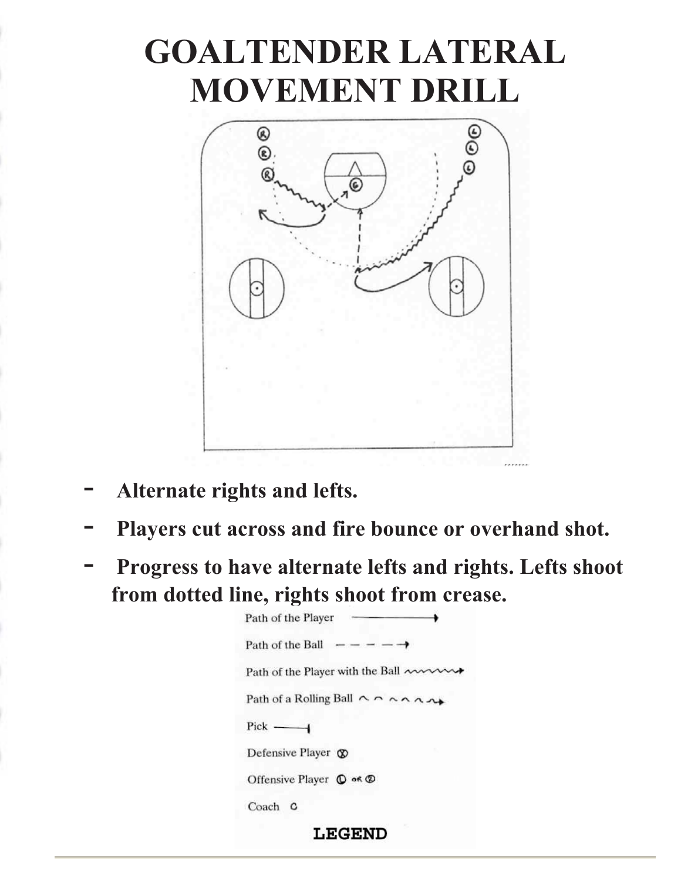# GOALTENDER LATERAL MOVEMENT DRILL

- **Alternate rights and lefts.**
- **Players cut across and fire bounce or overhand shot.**
- **Progress to have alternate lefts and rights. Lefts shoot from dotted line, rights shoot from crease.**

Path of the Player ————→

Path of the Ball – – – – →

Path of the Player with the Ball ~~~~~→

Path of a Rolling Ball ^ ^ ^ ^ ^→

Pick ——|

Defensive Player ⊗

Offensive Player ① or ②

Coach C

**LEGEND**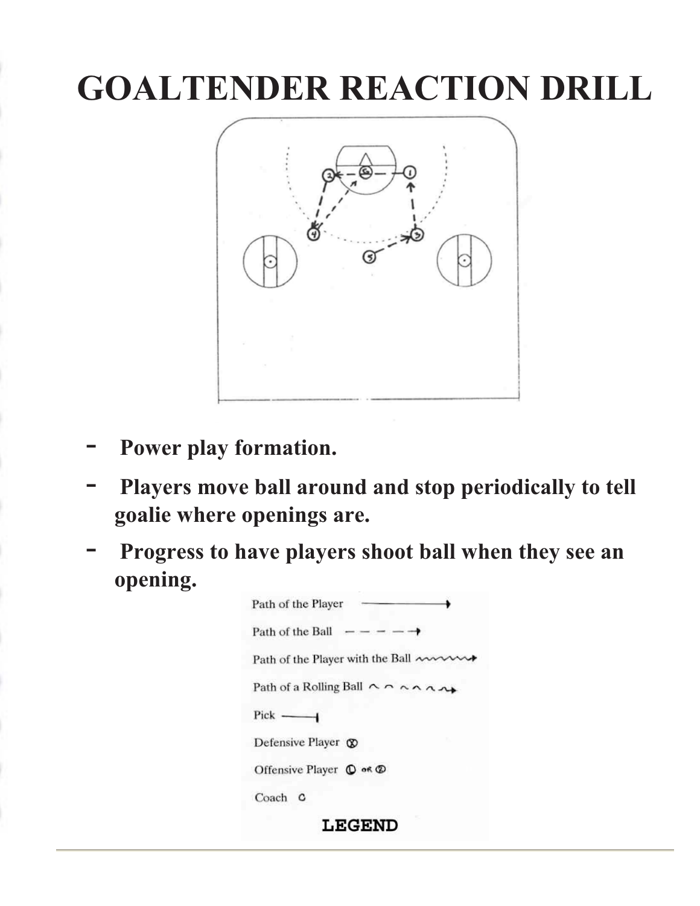# GOALTENDER REACTION DRILL

- Power play formation.
- Players move ball around and stop periodically to tell goalie where openings are.
- Progress to have players shoot ball when they see an opening.

Path of the Player

Path of the Ball

Path of the Player with the Ball

Path of a Rolling Ball

Pick

Defensive Player

Offensive Player

Coach

**LEGEND**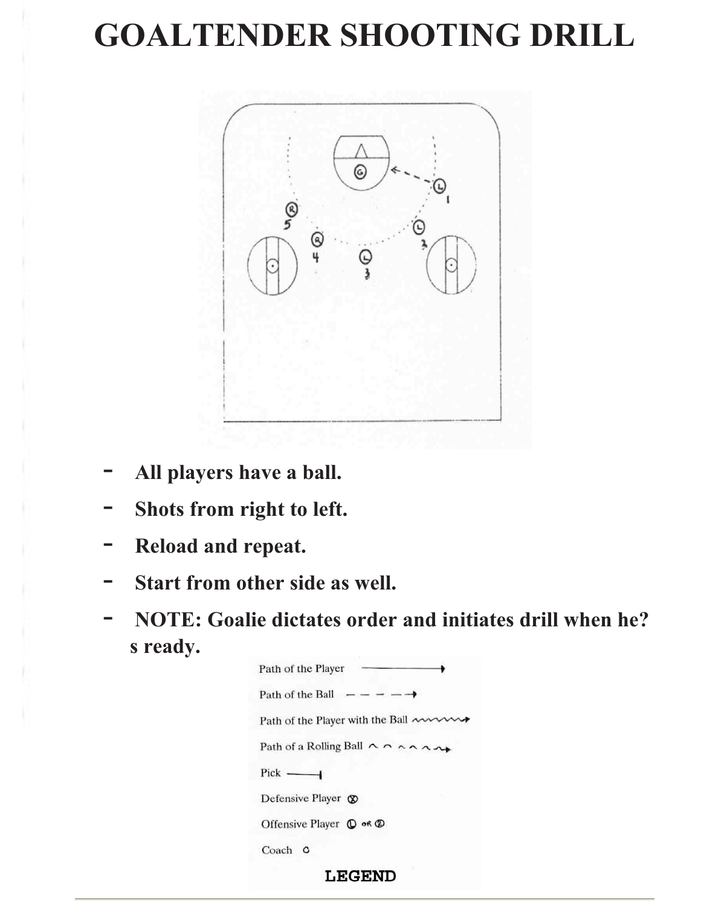# GOALTENDER SHOOTING DRILL

- All players have a ball.
- Shots from right to left.
- Reload and repeat.
- Start from other side as well.
- NOTE: Goalie dictates order and initiates drill when he? s ready.

Path of the Player

Path of the Ball

Path of the Player with the Ball

Path of a Rolling Ball

Pick

Defensive Player

Offensive Player

Coach

**LEGEND**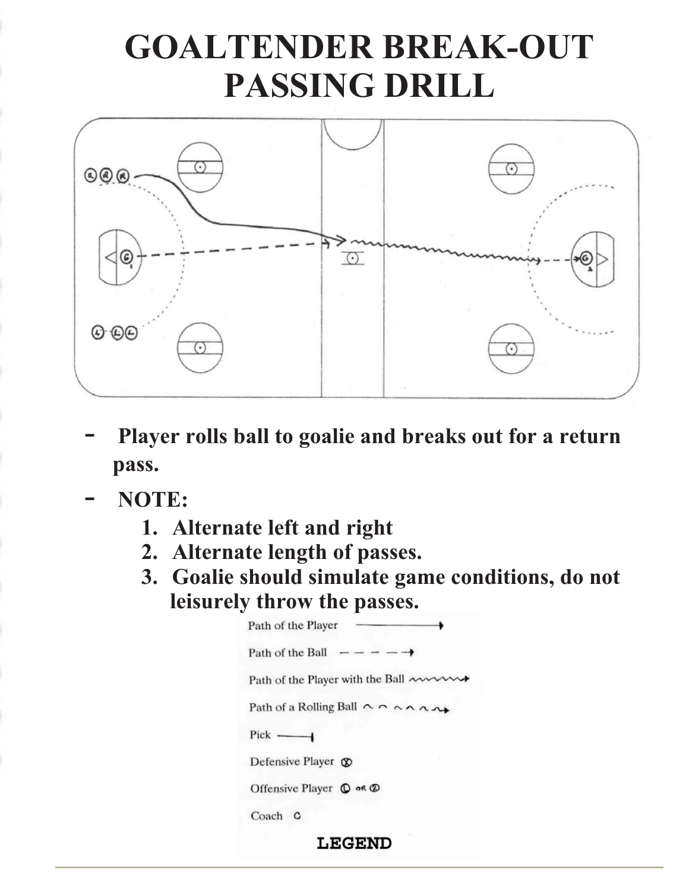# GOALTENDER BREAK-OUT PASSING DRILL

- **Player rolls ball to goalie and breaks out for a return pass.**
- **NOTE:**
  1. **Alternate left and right**
  2. **Alternate length of passes.**
  3. **Goalie should simulate game conditions, do not leisurely throw the passes.**

Path of the Player

Path of the Ball

Path of the Player with the Ball

Path of a Rolling Ball

Pick

Defensive Player

Offensive Player

Coach

**LEGEND**